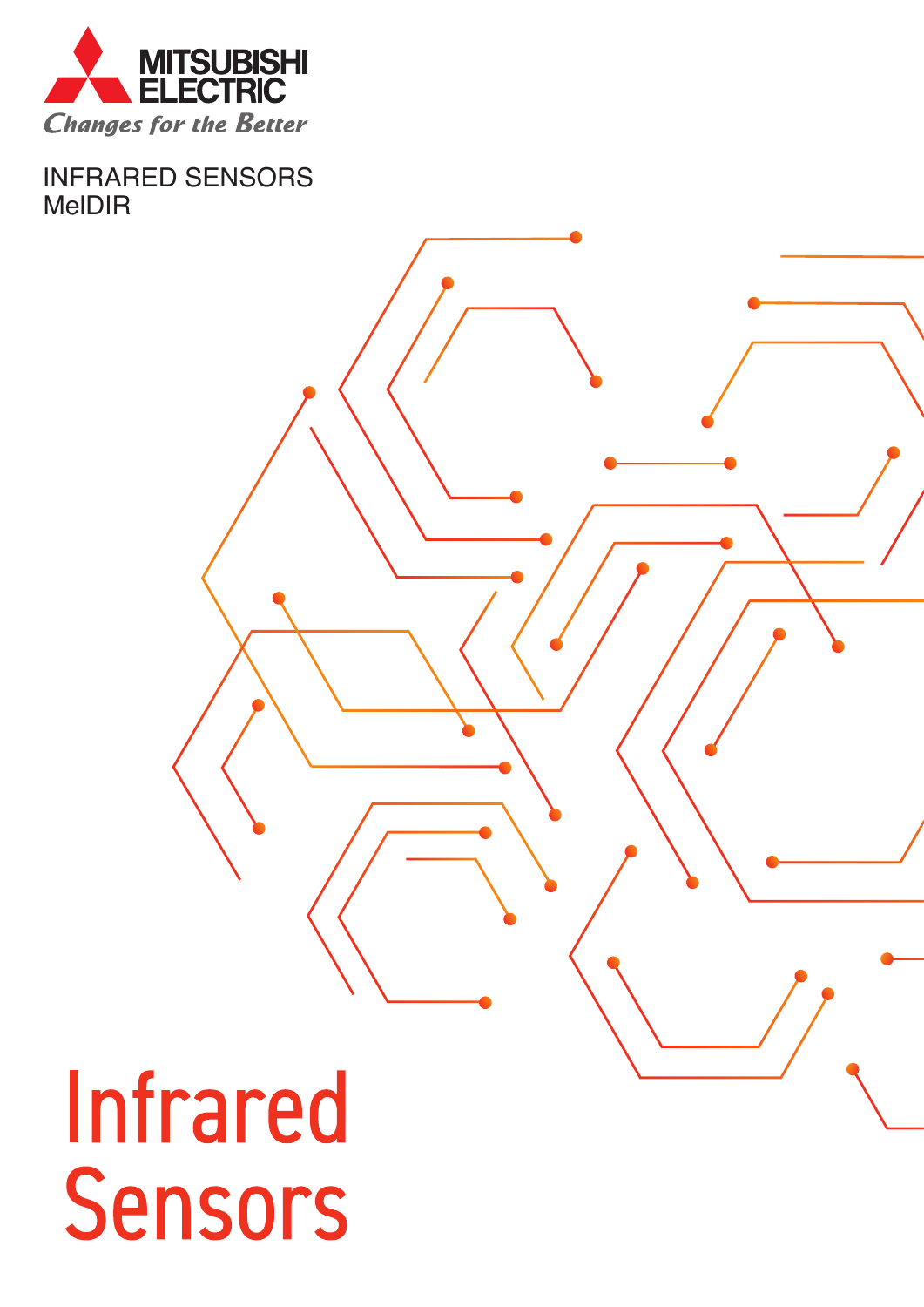MITSUBISHI ELECTRIC

*Changes for the Better*

INFRARED SENSORS
MelDIR

# Infrared Sensors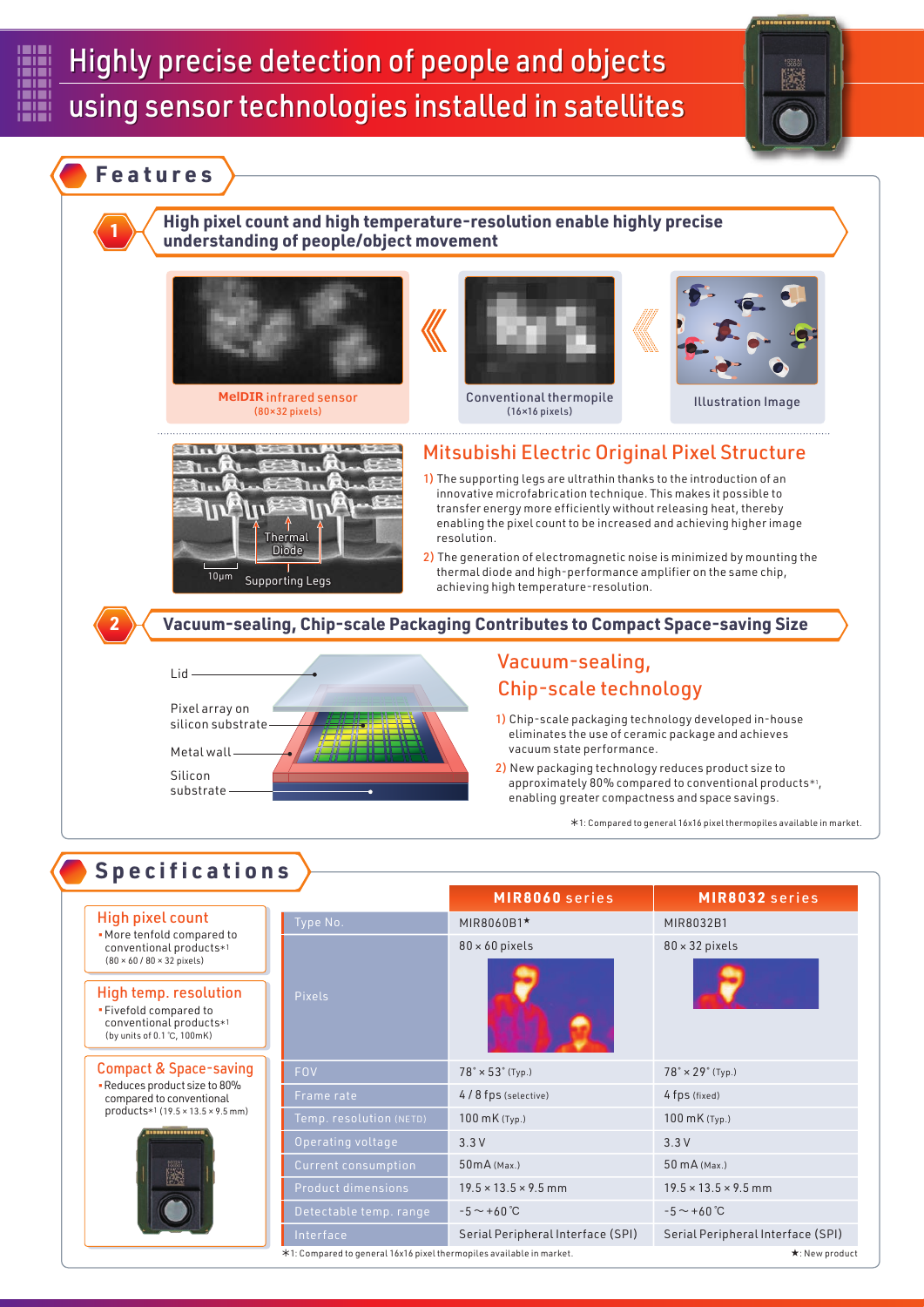# Highly precise detection of people and objects using sensor technologies installed in satellites

## Features

### 1 High pixel count and high temperature-resolution enable highly precise understanding of people/object movement

MelDIR infrared sensor (80×32 pixels)

Conventional thermopile (16×16 pixels)

Illustration Image

Thermal Diode

10μm Supporting Legs

### Mitsubishi Electric Original Pixel Structure

1) The supporting legs are ultrathin thanks to the introduction of an innovative microfabrication technique. This makes it possible to transfer energy more efficiently without releasing heat, thereby enabling the pixel count to be increased and achieving higher image resolution.

2) The generation of electromagnetic noise is minimized by mounting the thermal diode and high-performance amplifier on the same chip, achieving high temperature-resolution.

### 2 Vacuum-sealing, Chip-scale Packaging Contributes to Compact Space-saving Size

Lid

Pixel array on silicon substrate

Metal wall

Silicon substrate

### Vacuum-sealing, Chip-scale technology

1) Chip-scale packaging technology developed in-house eliminates the use of ceramic package and achieves vacuum state performance.

2) New packaging technology reduces product size to approximately 80% compared to conventional products*1, enabling greater compactness and space savings.

*1: Compared to general 16x16 pixel thermopiles available in market.

## Specifications

**High pixel count**
- More tenfold compared to conventional products*1 (80 × 60 / 80 × 32 pixels)

**High temp. resolution**
- Fivefold compared to conventional products*1 (by units of 0.1 ℃, 100mK)

**Compact & Space-saving**
- Reduces product size to 80% compared to conventional products*1 (19.5 × 13.5 × 9.5 mm)

| | MIR8060 series | MIR8032 series |
|---|---|---|
| Type No. | MIR8060B1★ | MIR8032B1 |
| Pixels | 80 × 60 pixels | 80 × 32 pixels |
| FOV | 78° × 53° (Typ.) | 78° × 29° (Typ.) |
| Frame rate | 4 / 8 fps (selective) | 4 fps (fixed) |
| Temp. resolution (NETD) | 100 mK (Typ.) | 100 mK (Typ.) |
| Operating voltage | 3.3 V | 3.3 V |
| Current consumption | 50mA (Max.) | 50 mA (Max.) |
| Product dimensions | 19.5 × 13.5 × 9.5 mm | 19.5 × 13.5 × 9.5 mm |
| Detectable temp. range | -5 ~ +60 ℃ | -5 ~ +60 ℃ |
| Interface | Serial Peripheral Interface (SPI) | Serial Peripheral Interface (SPI) |

*1: Compared to general 16x16 pixel thermopiles available in market.

★: New product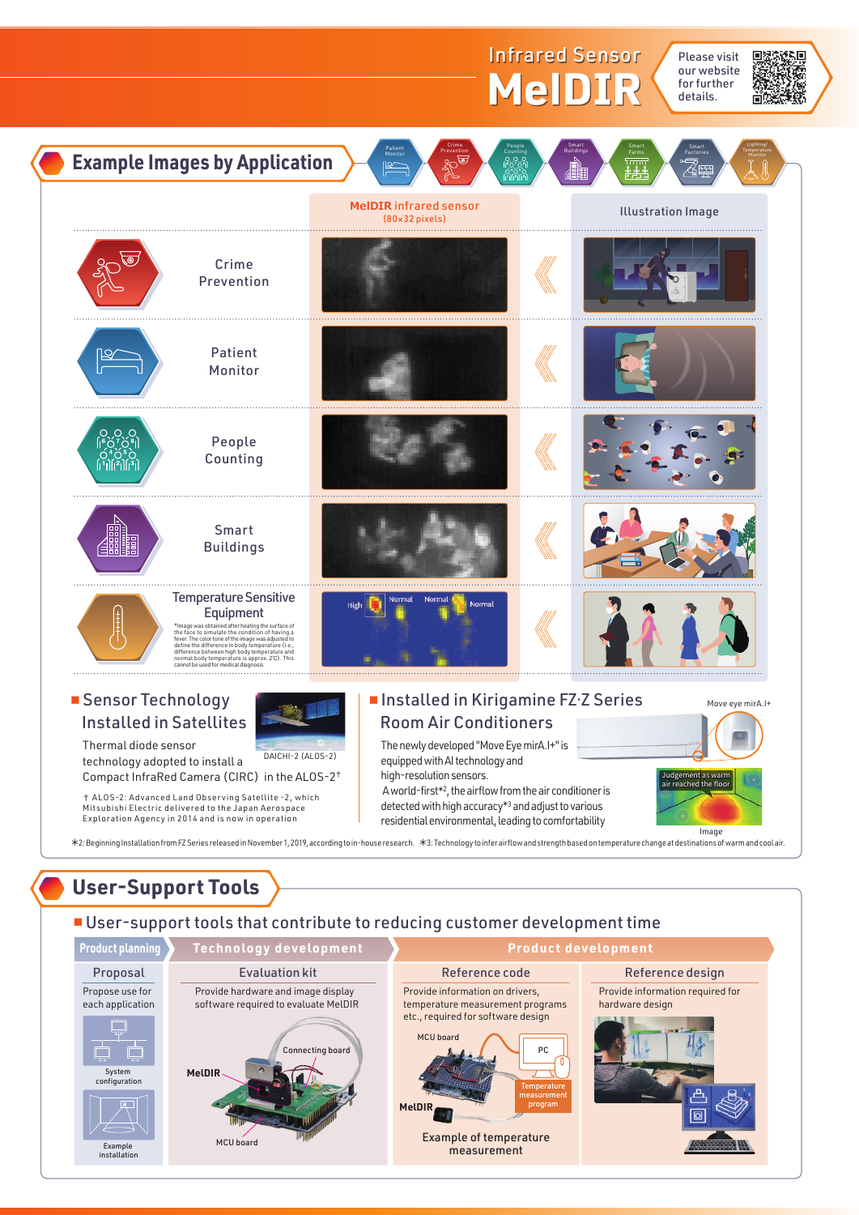# Infrared Sensor MelDIR

Please visit our website for further details.

## Example Images by Application

Patient Monitor | Crime Prevention | People Counting | Smart Buildings | Smart Farms | Smart Factories | Lighting/Temperature Monitor

| | MelDIR infrared sensor (80×32 pixels) | Illustration Image |
|---|---|---|
| Crime Prevention | | |
| Patient Monitor | | |
| People Counting | | |
| Smart Buildings | | |
| Temperature Sensitive Equipment | High / Normal / Normal / Normal | |

*Image was obtained after heating the surface of the face to simulate the condition of having a fever. The color tone of the image was adjusted to define the difference in body temperature (i.e., difference between high body temperature and normal body temperature is approx. 2°C). This cannot be used for medical diagnosis.

### ■ Sensor Technology Installed in Satellites

Thermal diode sensor technology adopted to install a Compact InfraRed Camera (CIRC) in the ALOS-2†

DAICHI-2 (ALOS-2)

† ALOS-2: Advanced Land Observing Satellite -2, which Mitsubishi Electric delivered to the Japan Aerospace Exploration Agency in 2014 and is now in operation

### ■ Installed in Kirigamine FZ·Z Series Room Air Conditioners

The newly developed "Move Eye mirA.I+" is equipped with AI technology and high-resolution sensors.

A world-first*2, the airflow from the air conditioner is detected with high accuracy*3 and adjust to various residential environmental, leading to comfortability

Move eye mirA.I+

Judgement as warm air reached the floor

Image

*2: Beginning Installation from FZ Series released in November 1, 2019, according to in-house research. *3: Technology to infer airflow and strength based on temperature change at destinations of warm and cool air.

## User-Support Tools

### ■ User-support tools that contribute to reducing customer development time

**Product planning** → **Technology development** → **Product development**

**Proposal**

Propose use for each application

System configuration

Example installation

**Evaluation kit**

Provide hardware and image display software required to evaluate MelDIR

Connecting board / MelDIR / MCU board

**Reference code**

Provide information on drivers, temperature measurement programs etc., required for software design

MCU board / PC / Temperature measurement program / MelDIR

Example of temperature measurement

**Reference design**

Provide information required for hardware design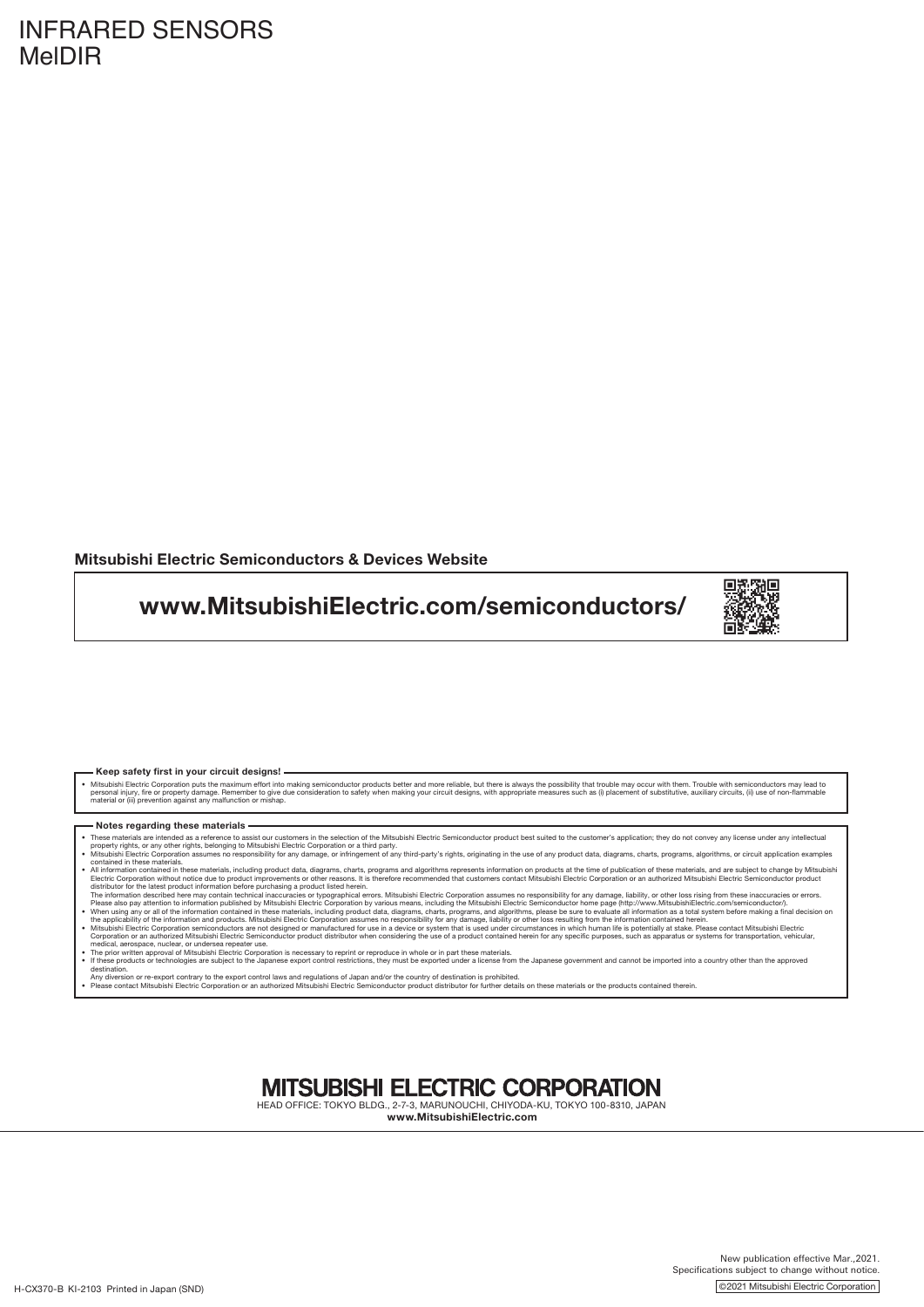# INFRARED SENSORS
# MelDIR

**Mitsubishi Electric Semiconductors & Devices Website**

**www.MitsubishiElectric.com/semiconductors/**

**Keep safety first in your circuit designs!**

- Mitsubishi Electric Corporation puts the maximum effort into making semiconductor products better and more reliable, but there is always the possibility that trouble may occur with them. Trouble with semiconductors may lead to personal injury, fire or property damage. Remember to give due consideration to safety when making your circuit designs, with appropriate measures such as (i) placement of substitutive, auxiliary circuits, (ii) use of non-flammable material or (iii) prevention against any malfunction or mishap.

**Notes regarding these materials**

- These materials are intended as a reference to assist our customers in the selection of the Mitsubishi Electric Semiconductor product best suited to the customer's application; they do not convey any license under any intellectual property rights, or any other rights, belonging to Mitsubishi Electric Corporation or a third party.
- Mitsubishi Electric Corporation assumes no responsibility for any damage, or infringement of any third-party's rights, originating in the use of any product data, diagrams, charts, programs, algorithms, or circuit application examples contained in these materials.
- All information contained in these materials, including product data, diagrams, charts, programs and algorithms represents information on products at the time of publication of these materials, and are subject to change by Mitsubishi Electric Corporation without notice due to product improvements or other reasons. It is therefore recommended that customers contact Mitsubishi Electric Corporation or an authorized Mitsubishi Electric Semiconductor product distributor for the latest product information before purchasing a product listed herein.
  The information described here may contain technical inaccuracies or typographical errors. Mitsubishi Electric Corporation assumes no responsibility for any damage, liability, or other loss rising from these inaccuracies or errors.
  Please also pay attention to information published by Mitsubishi Electric Corporation by various means, including the Mitsubishi Electric Semiconductor home page (http://www.MitsubishiElectric.com/semiconductor/).
- When using any or all of the information contained in these materials, including product data, diagrams, charts, programs, and algorithms, please be sure to evaluate all information as a total system before making a final decision on the applicability of the information and products. Mitsubishi Electric Corporation assumes no responsibility for any damage, liability or other loss resulting from the information contained herein.
- Mitsubishi Electric Corporation semiconductors are not designed or manufactured for use in a device or system that is used under circumstances in which human life is potentially at stake. Please contact Mitsubishi Electric Corporation or an authorized Mitsubishi Electric Semiconductor product distributor when considering the use of a product contained herein for any specific purposes, such as apparatus or systems for transportation, vehicular, medical, aerospace, nuclear, or undersea repeater use.
- The prior written approval of Mitsubishi Electric Corporation is necessary to reprint or reproduce in whole or in part these materials.
- If these products or technologies are subject to the Japanese export control restrictions, they must be exported under a license from the Japanese government and cannot be imported into a country other than the approved destination.
  Any diversion or re-export contrary to the export control laws and regulations of Japan and/or the country of destination is prohibited.
- Please contact Mitsubishi Electric Corporation or an authorized Mitsubishi Electric Semiconductor product distributor for further details on these materials or the products contained therein.

**MITSUBISHI ELECTRIC CORPORATION**

HEAD OFFICE: TOKYO BLDG., 2-7-3, MARUNOUCHI, CHIYODA-KU, TOKYO 100-8310, JAPAN

**www.MitsubishiElectric.com**

H-CX370-B KI-2103 Printed in Japan (SND)

New publication effective Mar.,2021.
Specifications subject to change without notice.

©2021 Mitsubishi Electric Corporation